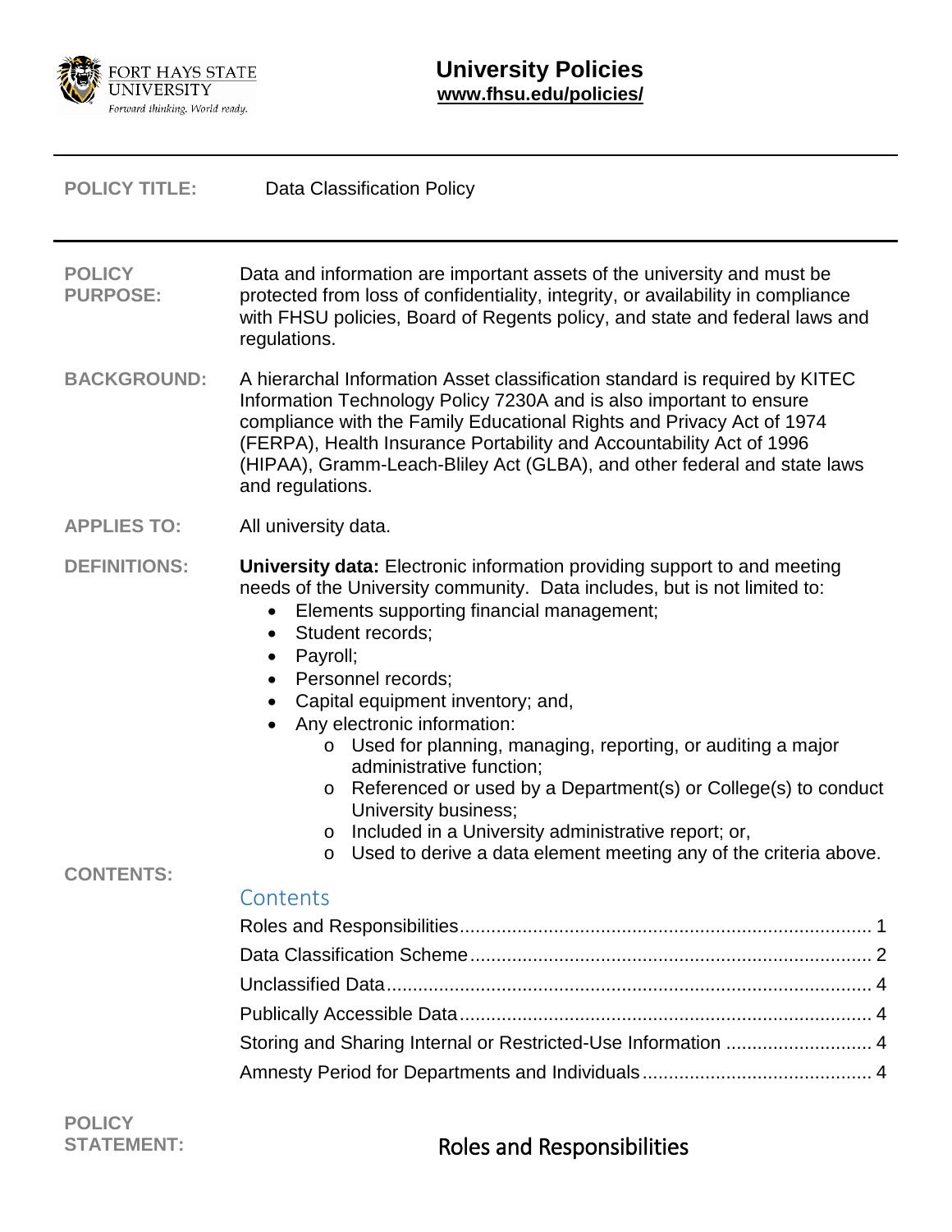FORT HAYS STATE UNIVERSITY
*Forward thinking. World ready.*

# University Policies
**www.fhsu.edu/policies/**

---

**POLICY TITLE:** Data Classification Policy

---

**POLICY PURPOSE:** Data and information are important assets of the university and must be protected from loss of confidentiality, integrity, or availability in compliance with FHSU policies, Board of Regents policy, and state and federal laws and regulations.

**BACKGROUND:** A hierarchal Information Asset classification standard is required by KITEC Information Technology Policy 7230A and is also important to ensure compliance with the Family Educational Rights and Privacy Act of 1974 (FERPA), Health Insurance Portability and Accountability Act of 1996 (HIPAA), Gramm-Leach-Bliley Act (GLBA), and other federal and state laws and regulations.

**APPLIES TO:** All university data.

**DEFINITIONS:** **University data:** Electronic information providing support to and meeting needs of the University community. Data includes, but is not limited to:

- Elements supporting financial management;
- Student records;
- Payroll;
- Personnel records;
- Capital equipment inventory; and,
- Any electronic information:
  - Used for planning, managing, reporting, or auditing a major administrative function;
  - Referenced or used by a Department(s) or College(s) to conduct University business;
  - Included in a University administrative report; or,
  - Used to derive a data element meeting any of the criteria above.

**CONTENTS:**

Contents

- Roles and Responsibilities ........ 1
- Data Classification Scheme ........ 2
- Unclassified Data ........ 4
- Publically Accessible Data ........ 4
- Storing and Sharing Internal or Restricted-Use Information ........ 4
- Amnesty Period for Departments and Individuals ........ 4

**POLICY STATEMENT:**

## Roles and Responsibilities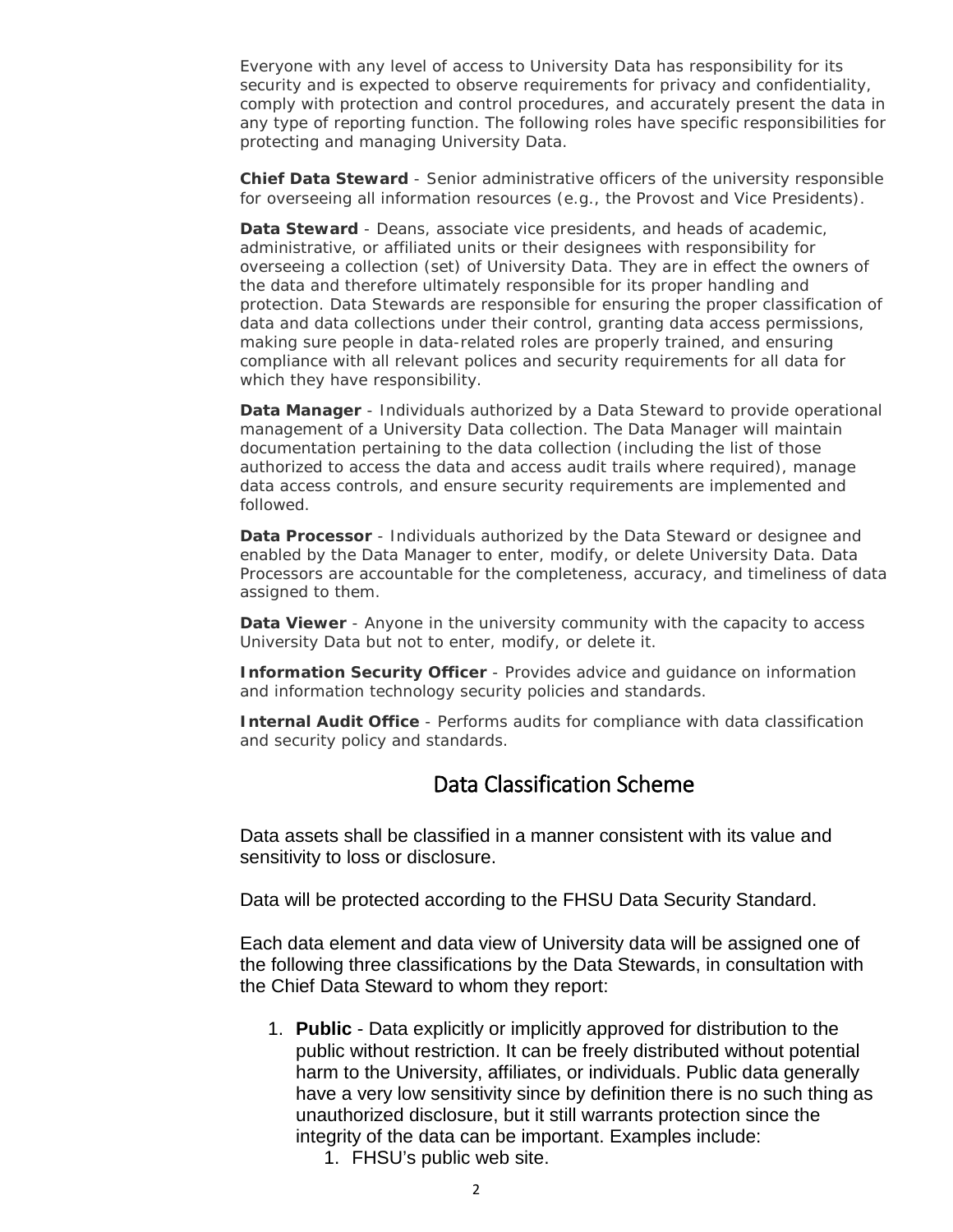Everyone with any level of access to University Data has responsibility for its security and is expected to observe requirements for privacy and confidentiality, comply with protection and control procedures, and accurately present the data in any type of reporting function. The following roles have specific responsibilities for protecting and managing University Data.

**Chief Data Steward** - Senior administrative officers of the university responsible for overseeing all information resources (e.g., the Provost and Vice Presidents).

**Data Steward** - Deans, associate vice presidents, and heads of academic, administrative, or affiliated units or their designees with responsibility for overseeing a collection (set) of University Data. They are in effect the owners of the data and therefore ultimately responsible for its proper handling and protection. Data Stewards are responsible for ensuring the proper classification of data and data collections under their control, granting data access permissions, making sure people in data-related roles are properly trained, and ensuring compliance with all relevant polices and security requirements for all data for which they have responsibility.

**Data Manager** - Individuals authorized by a Data Steward to provide operational management of a University Data collection. The Data Manager will maintain documentation pertaining to the data collection (including the list of those authorized to access the data and access audit trails where required), manage data access controls, and ensure security requirements are implemented and followed.

**Data Processor** - Individuals authorized by the Data Steward or designee and enabled by the Data Manager to enter, modify, or delete University Data. Data Processors are accountable for the completeness, accuracy, and timeliness of data assigned to them.

**Data Viewer** - Anyone in the university community with the capacity to access University Data but not to enter, modify, or delete it.

**Information Security Officer** - Provides advice and guidance on information and information technology security policies and standards.

**Internal Audit Office** - Performs audits for compliance with data classification and security policy and standards.

## Data Classification Scheme

Data assets shall be classified in a manner consistent with its value and sensitivity to loss or disclosure.

Data will be protected according to the FHSU Data Security Standard.

Each data element and data view of University data will be assigned one of the following three classifications by the Data Stewards, in consultation with the Chief Data Steward to whom they report:

1. **Public** - Data explicitly or implicitly approved for distribution to the public without restriction. It can be freely distributed without potential harm to the University, affiliates, or individuals. Public data generally have a very low sensitivity since by definition there is no such thing as unauthorized disclosure, but it still warrants protection since the integrity of the data can be important. Examples include:
   1. FHSU's public web site.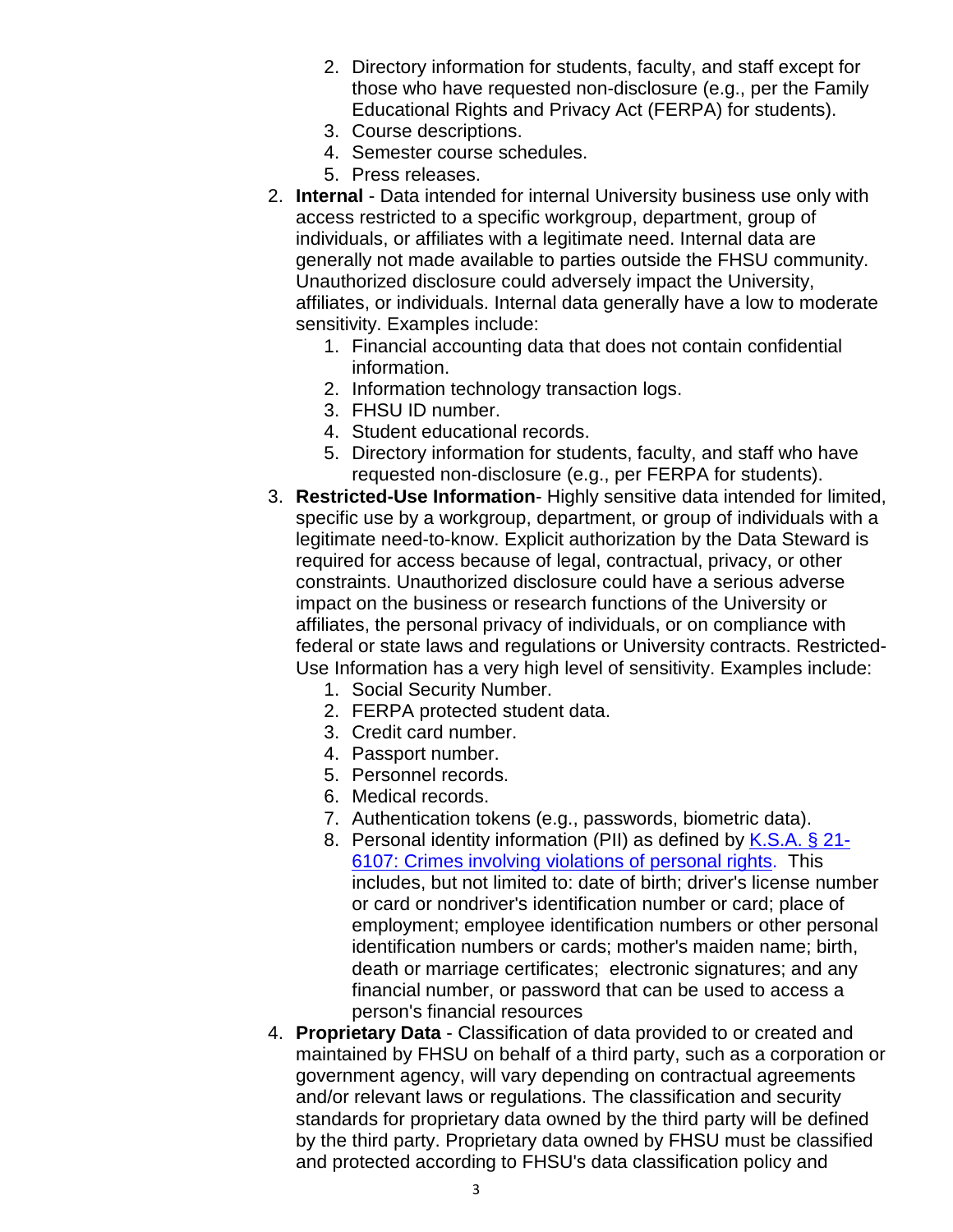2. Directory information for students, faculty, and staff except for those who have requested non-disclosure (e.g., per the Family Educational Rights and Privacy Act (FERPA) for students).
    3. Course descriptions.
    4. Semester course schedules.
    5. Press releases.
2. **Internal** - Data intended for internal University business use only with access restricted to a specific workgroup, department, group of individuals, or affiliates with a legitimate need. Internal data are generally not made available to parties outside the FHSU community. Unauthorized disclosure could adversely impact the University, affiliates, or individuals. Internal data generally have a low to moderate sensitivity. Examples include:
    1. Financial accounting data that does not contain confidential information.
    2. Information technology transaction logs.
    3. FHSU ID number.
    4. Student educational records.
    5. Directory information for students, faculty, and staff who have requested non-disclosure (e.g., per FERPA for students).
3. **Restricted-Use Information**- Highly sensitive data intended for limited, specific use by a workgroup, department, or group of individuals with a legitimate need-to-know. Explicit authorization by the Data Steward is required for access because of legal, contractual, privacy, or other constraints. Unauthorized disclosure could have a serious adverse impact on the business or research functions of the University or affiliates, the personal privacy of individuals, or on compliance with federal or state laws and regulations or University contracts. Restricted-Use Information has a very high level of sensitivity. Examples include:
    1. Social Security Number.
    2. FERPA protected student data.
    3. Credit card number.
    4. Passport number.
    5. Personnel records.
    6. Medical records.
    7. Authentication tokens (e.g., passwords, biometric data).
    8. Personal identity information (PII) as defined by K.S.A. § 21-6107: Crimes involving violations of personal rights. This includes, but not limited to: date of birth; driver's license number or card or nondriver's identification number or card; place of employment; employee identification numbers or other personal identification numbers or cards; mother's maiden name; birth, death or marriage certificates; electronic signatures; and any financial number, or password that can be used to access a person's financial resources
4. **Proprietary Data** - Classification of data provided to or created and maintained by FHSU on behalf of a third party, such as a corporation or government agency, will vary depending on contractual agreements and/or relevant laws or regulations. The classification and security standards for proprietary data owned by the third party will be defined by the third party. Proprietary data owned by FHSU must be classified and protected according to FHSU's data classification policy and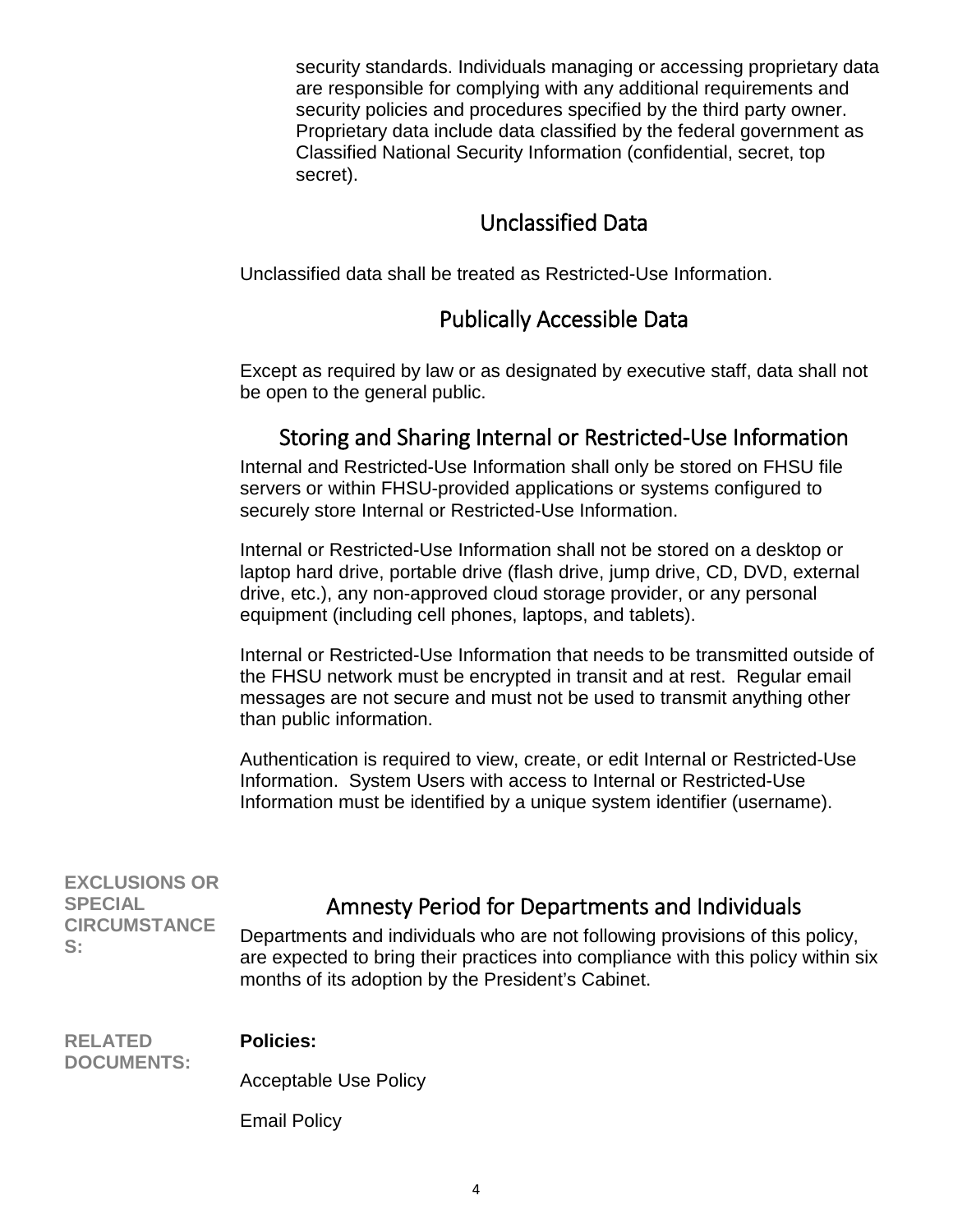security standards. Individuals managing or accessing proprietary data are responsible for complying with any additional requirements and security policies and procedures specified by the third party owner. Proprietary data include data classified by the federal government as Classified National Security Information (confidential, secret, top secret).

## Unclassified Data

Unclassified data shall be treated as Restricted-Use Information.

## Publically Accessible Data

Except as required by law or as designated by executive staff, data shall not be open to the general public.

## Storing and Sharing Internal or Restricted-Use Information

Internal and Restricted-Use Information shall only be stored on FHSU file servers or within FHSU-provided applications or systems configured to securely store Internal or Restricted-Use Information.

Internal or Restricted-Use Information shall not be stored on a desktop or laptop hard drive, portable drive (flash drive, jump drive, CD, DVD, external drive, etc.), any non-approved cloud storage provider, or any personal equipment (including cell phones, laptops, and tablets).

Internal or Restricted-Use Information that needs to be transmitted outside of the FHSU network must be encrypted in transit and at rest. Regular email messages are not secure and must not be used to transmit anything other than public information.

Authentication is required to view, create, or edit Internal or Restricted-Use Information. System Users with access to Internal or Restricted-Use Information must be identified by a unique system identifier (username).

**EXCLUSIONS OR SPECIAL CIRCUMSTANCES:**

## Amnesty Period for Departments and Individuals

Departments and individuals who are not following provisions of this policy, are expected to bring their practices into compliance with this policy within six months of its adoption by the President's Cabinet.

**RELATED DOCUMENTS:**

**Policies:**

Acceptable Use Policy

Email Policy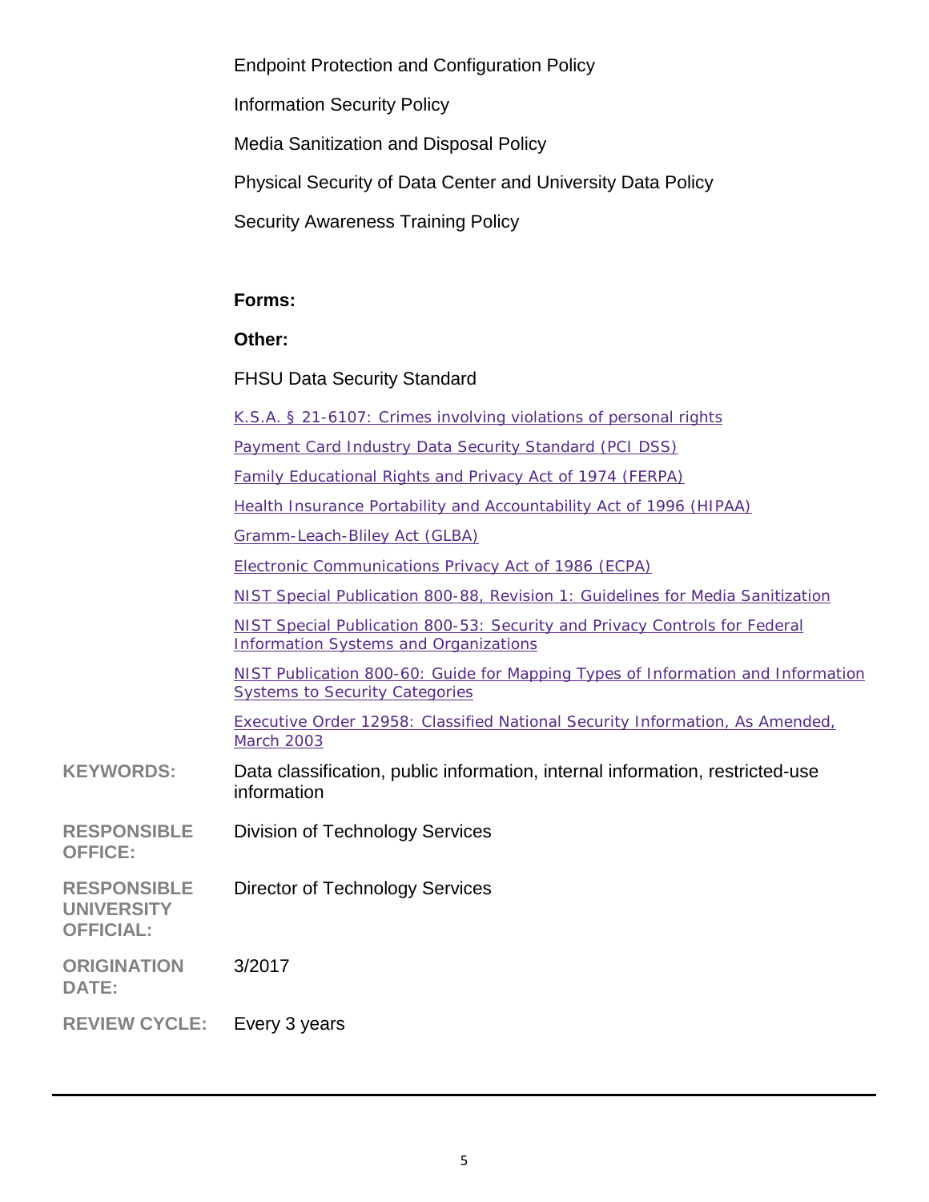Endpoint Protection and Configuration Policy

Information Security Policy

Media Sanitization and Disposal Policy

Physical Security of Data Center and University Data Policy

Security Awareness Training Policy

**Forms:**

**Other:**

FHSU Data Security Standard

K.S.A. § 21-6107: Crimes involving violations of personal rights

Payment Card Industry Data Security Standard (PCI DSS)

Family Educational Rights and Privacy Act of 1974 (FERPA)

Health Insurance Portability and Accountability Act of 1996 (HIPAA)

Gramm-Leach-Bliley Act (GLBA)

Electronic Communications Privacy Act of 1986 (ECPA)

NIST Special Publication 800-88, Revision 1: Guidelines for Media Sanitization

NIST Special Publication 800-53: Security and Privacy Controls for Federal Information Systems and Organizations

NIST Publication 800-60: Guide for Mapping Types of Information and Information Systems to Security Categories

Executive Order 12958: Classified National Security Information, As Amended, March 2003

**KEYWORDS:** Data classification, public information, internal information, restricted-use information

**RESPONSIBLE OFFICE:** Division of Technology Services

**RESPONSIBLE UNIVERSITY OFFICIAL:** Director of Technology Services

**ORIGINATION DATE:** 3/2017

**REVIEW CYCLE:** Every 3 years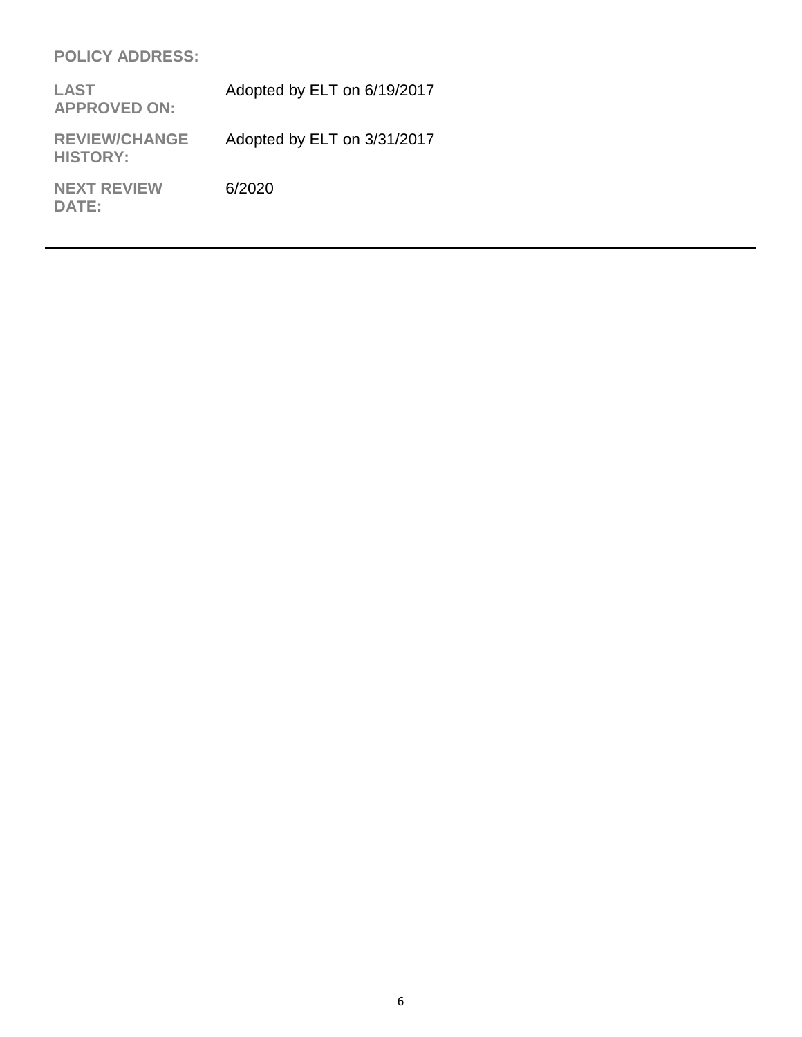**POLICY ADDRESS:**

| | |
|---|---|
| **LAST APPROVED ON:** | Adopted by ELT on 6/19/2017 |
| **REVIEW/CHANGE HISTORY:** | Adopted by ELT on 3/31/2017 |
| **NEXT REVIEW DATE:** | 6/2020 |

---